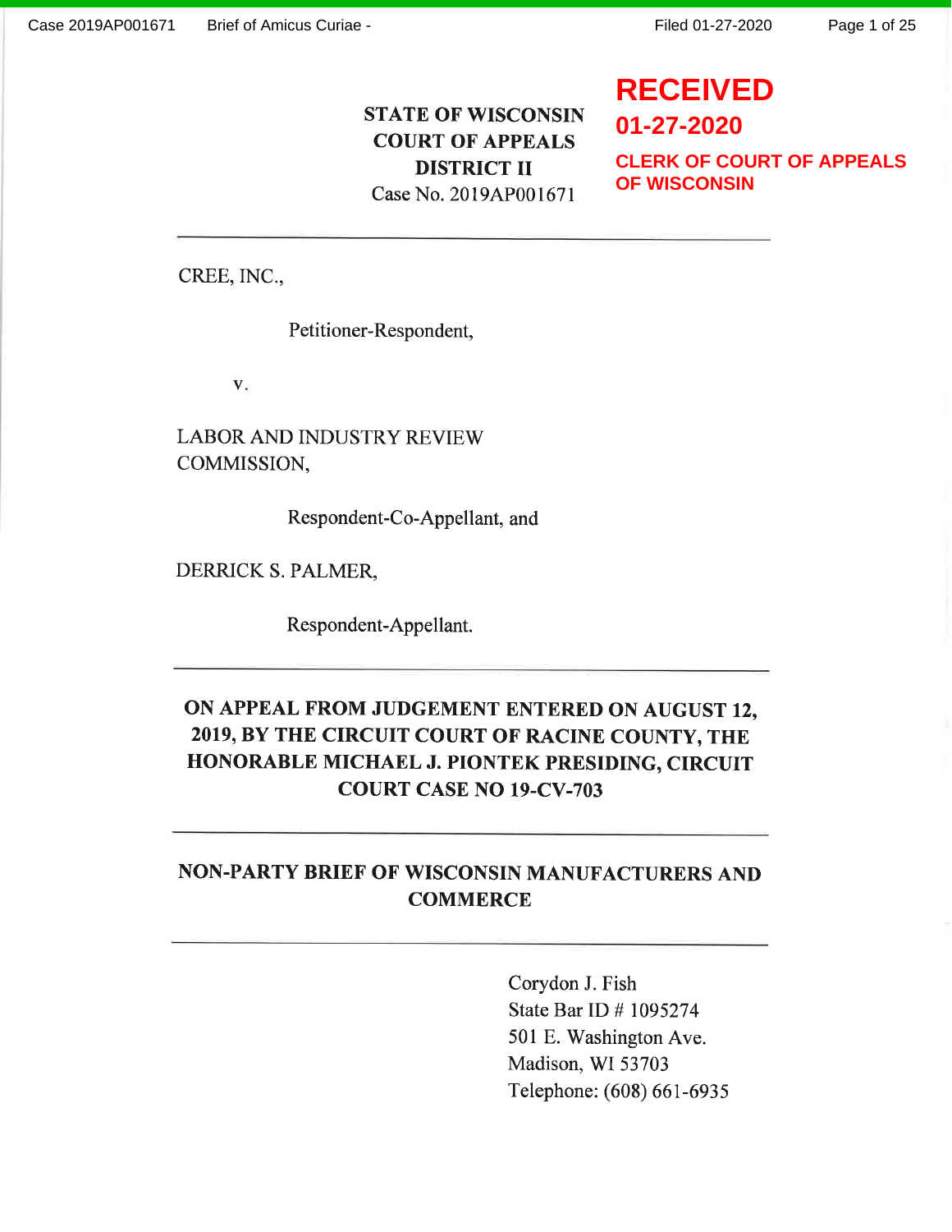**RECEIVED**
**01-27-2020**
**CLERK OF COURT OF APPEALS OF WISCONSIN**

**STATE OF WISCONSIN**
**COURT OF APPEALS**
**DISTRICT II**
Case No. 2019AP001671

---

CREE, INC.,

Petitioner-Respondent,

v.

LABOR AND INDUSTRY REVIEW COMMISSION,

Respondent-Co-Appellant, and

DERRICK S. PALMER,

Respondent-Appellant.

---

**ON APPEAL FROM JUDGEMENT ENTERED ON AUGUST 12, 2019, BY THE CIRCUIT COURT OF RACINE COUNTY, THE HONORABLE MICHAEL J. PIONTEK PRESIDING, CIRCUIT COURT CASE NO 19-CV-703**

---

**NON-PARTY BRIEF OF WISCONSIN MANUFACTURERS AND COMMERCE**

---

Corydon J. Fish
State Bar ID # 1095274
501 E. Washington Ave.
Madison, WI 53703
Telephone: (608) 661-6935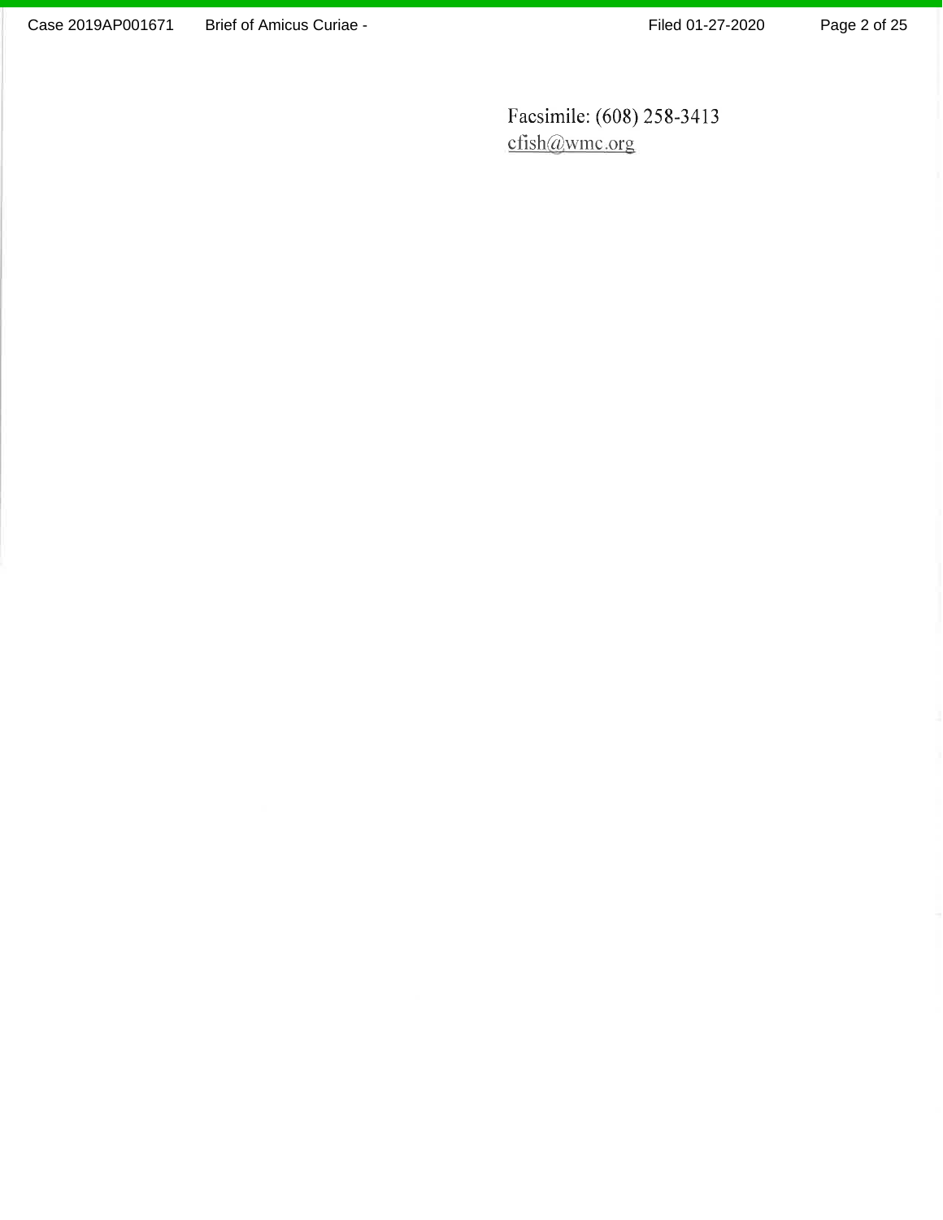Facsimile: (608) 258-3413
cfish@wmc.org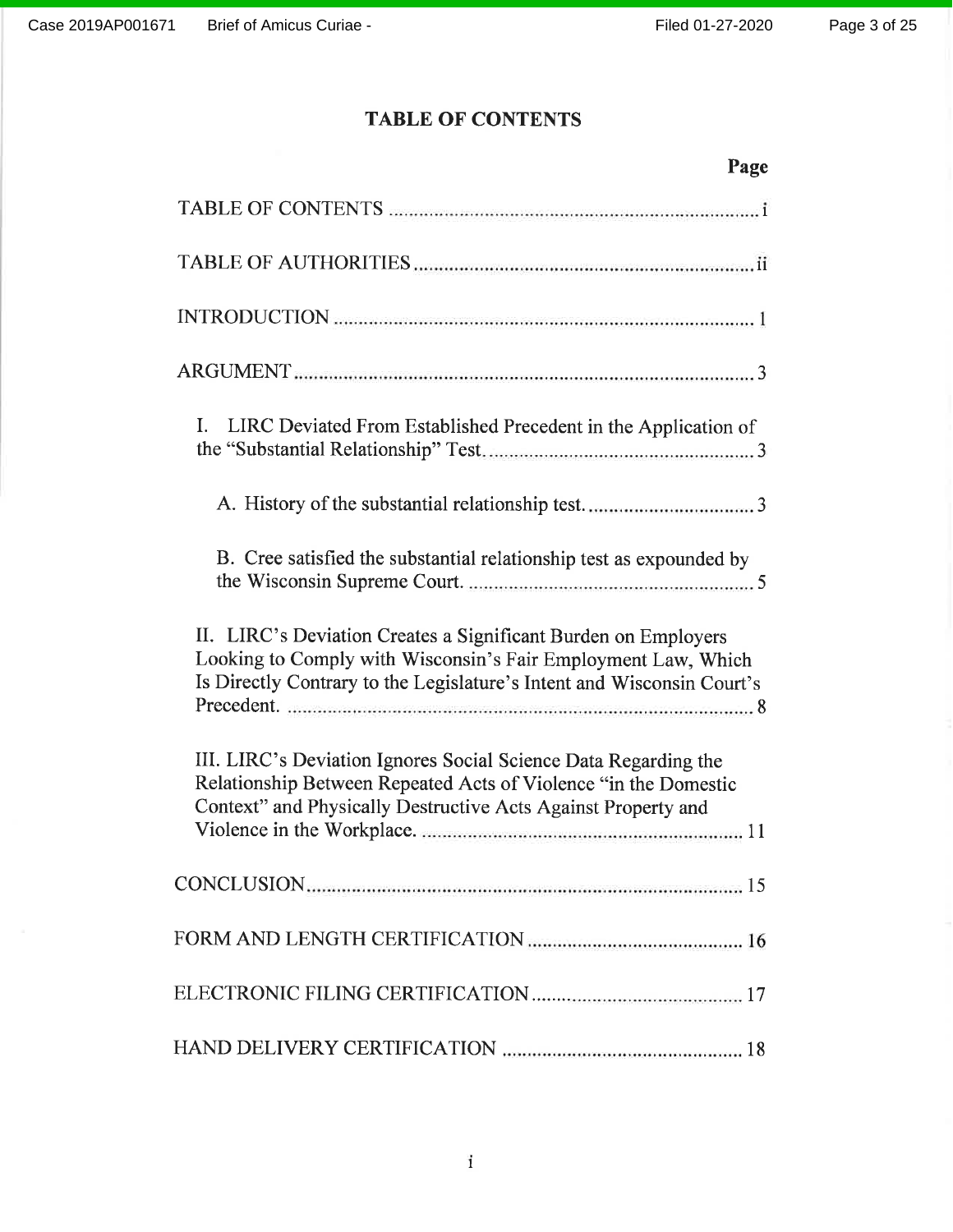# TABLE OF CONTENTS

| | Page |
|---|---|
| TABLE OF CONTENTS | i |
| TABLE OF AUTHORITIES | ii |
| INTRODUCTION | 1 |
| ARGUMENT | 3 |
| I. LIRC Deviated From Established Precedent in the Application of the "Substantial Relationship" Test. | 3 |
| A. History of the substantial relationship test. | 3 |
| B. Cree satisfied the substantial relationship test as expounded by the Wisconsin Supreme Court. | 5 |
| II. LIRC's Deviation Creates a Significant Burden on Employers Looking to Comply with Wisconsin's Fair Employment Law, Which Is Directly Contrary to the Legislature's Intent and Wisconsin Court's Precedent. | 8 |
| III. LIRC's Deviation Ignores Social Science Data Regarding the Relationship Between Repeated Acts of Violence "in the Domestic Context" and Physically Destructive Acts Against Property and Violence in the Workplace. | 11 |
| CONCLUSION | 15 |
| FORM AND LENGTH CERTIFICATION | 16 |
| ELECTRONIC FILING CERTIFICATION | 17 |
| HAND DELIVERY CERTIFICATION | 18 |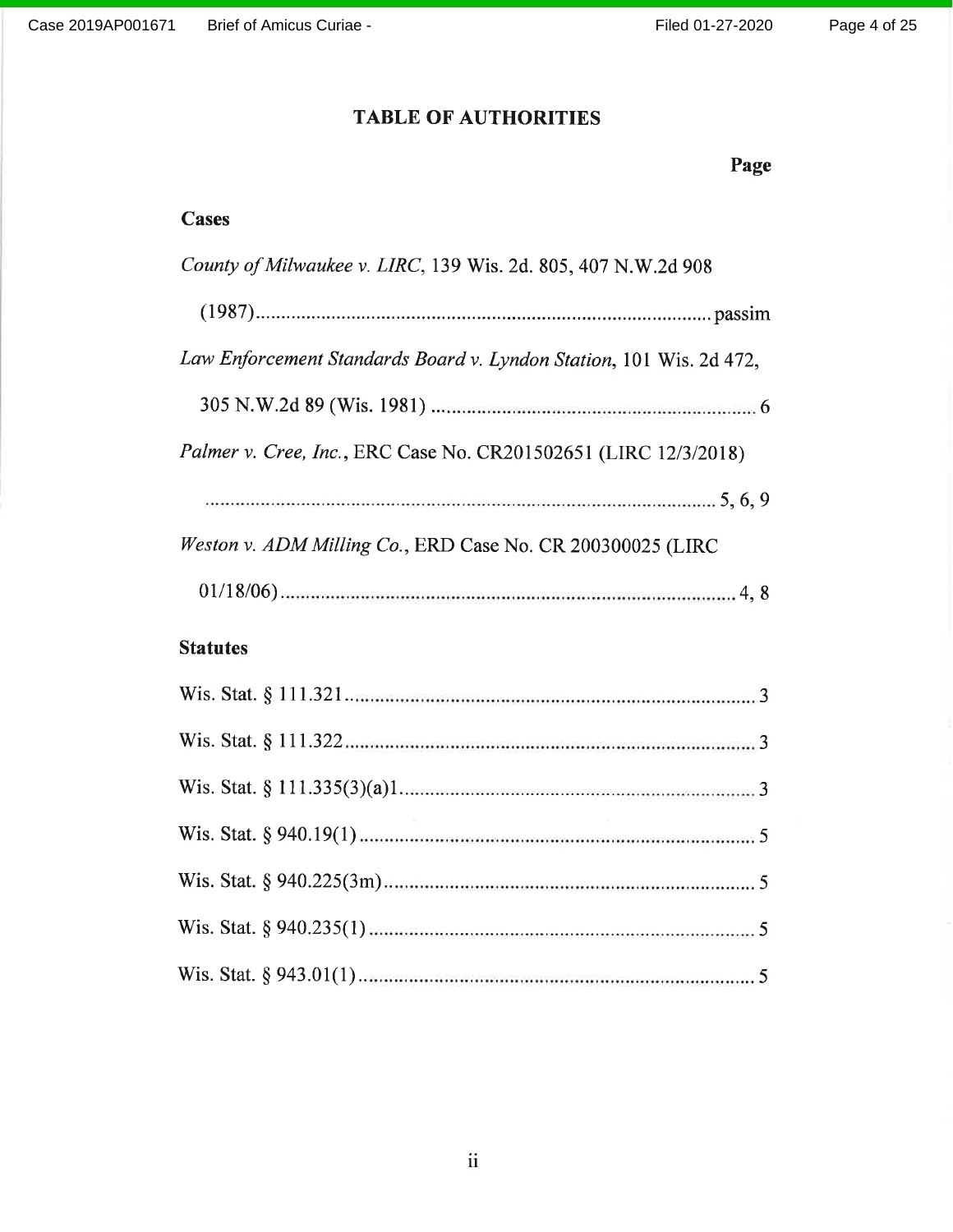## TABLE OF AUTHORITIES

**Page**

### Cases

*County of Milwaukee v. LIRC*, 139 Wis. 2d. 805, 407 N.W.2d 908 (1987) .......... passim

*Law Enforcement Standards Board v. Lyndon Station*, 101 Wis. 2d 472, 305 N.W.2d 89 (Wis. 1981) .......... 6

*Palmer v. Cree, Inc.*, ERC Case No. CR201502651 (LIRC 12/3/2018) .......... 5, 6, 9

*Weston v. ADM Milling Co.*, ERD Case No. CR 200300025 (LIRC 01/18/06) .......... 4, 8

### Statutes

Wis. Stat. § 111.321 .......... 3

Wis. Stat. § 111.322 .......... 3

Wis. Stat. § 111.335(3)(a)1 .......... 3

Wis. Stat. § 940.19(1) .......... 5

Wis. Stat. § 940.225(3m) .......... 5

Wis. Stat. § 940.235(1) .......... 5

Wis. Stat. § 943.01(1) .......... 5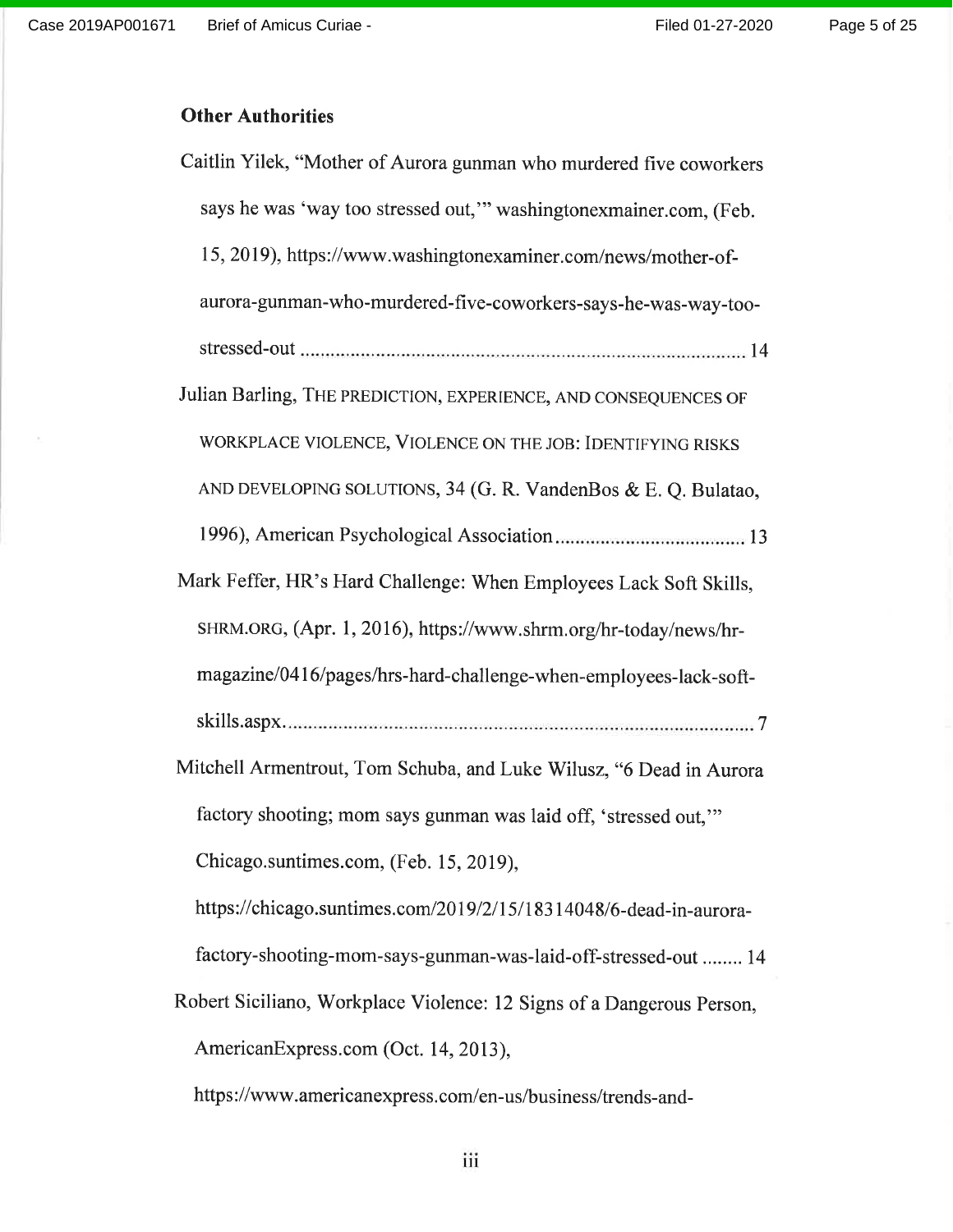**Other Authorities**

Caitlin Yilek, "Mother of Aurora gunman who murdered five coworkers says he was 'way too stressed out,'" washingtonexmainer.com, (Feb. 15, 2019), https://www.washingtonexaminer.com/news/mother-of-aurora-gunman-who-murdered-five-coworkers-says-he-was-way-too-stressed-out ........................................................................................ 14

Julian Barling, THE PREDICTION, EXPERIENCE, AND CONSEQUENCES OF WORKPLACE VIOLENCE, VIOLENCE ON THE JOB: IDENTIFYING RISKS AND DEVELOPING SOLUTIONS, 34 (G. R. VandenBos & E. Q. Bulatao, 1996), American Psychological Association ..................................... 13

Mark Feffer, HR's Hard Challenge: When Employees Lack Soft Skills, SHRM.ORG, (Apr. 1, 2016), https://www.shrm.org/hr-today/news/hr-magazine/0416/pages/hrs-hard-challenge-when-employees-lack-soft-skills.aspx............................................................................................. 7

Mitchell Armentrout, Tom Schuba, and Luke Wilusz, "6 Dead in Aurora factory shooting; mom says gunman was laid off, 'stressed out,'" Chicago.suntimes.com, (Feb. 15, 2019), https://chicago.suntimes.com/2019/2/15/18314048/6-dead-in-aurora-factory-shooting-mom-says-gunman-was-laid-off-stressed-out ........ 14

Robert Siciliano, Workplace Violence: 12 Signs of a Dangerous Person, AmericanExpress.com (Oct. 14, 2013), https://www.americanexpress.com/en-us/business/trends-and-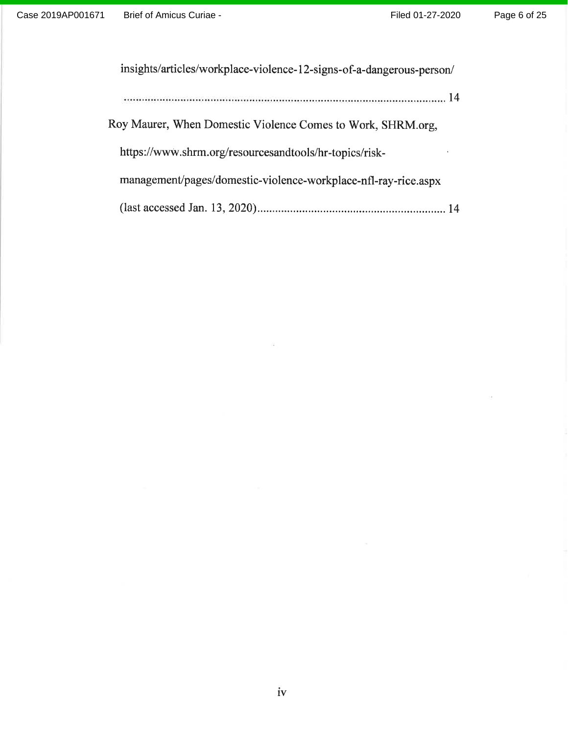insights/articles/workplace-violence-12-signs-of-a-dangerous-person/ ........................................................................................................ 14

Roy Maurer, When Domestic Violence Comes to Work, SHRM.org, https://www.shrm.org/resourcesandtools/hr-topics/risk-management/pages/domestic-violence-workplace-nfl-ray-rice.aspx (last accessed Jan. 13, 2020) ............................................................ 14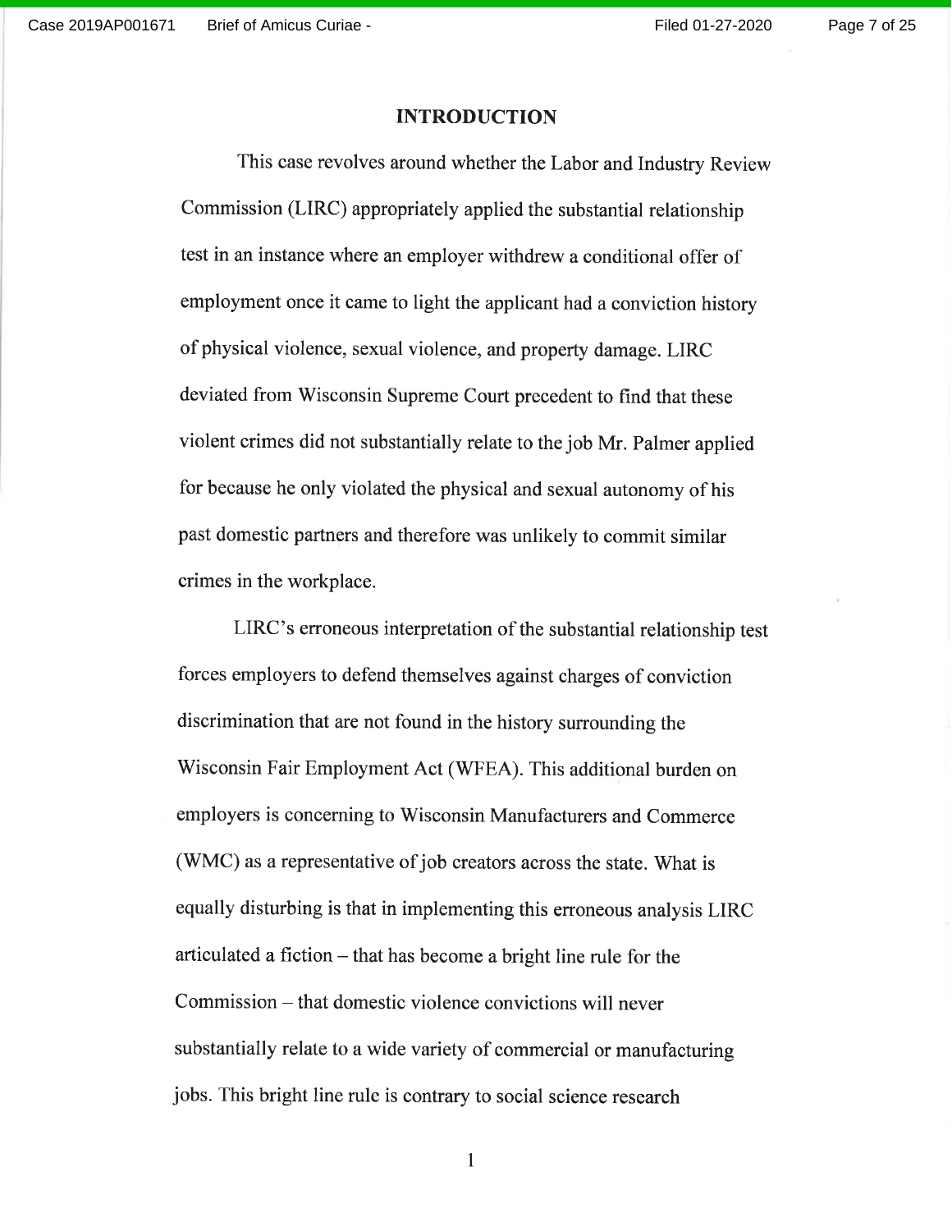## INTRODUCTION

This case revolves around whether the Labor and Industry Review Commission (LIRC) appropriately applied the substantial relationship test in an instance where an employer withdrew a conditional offer of employment once it came to light the applicant had a conviction history of physical violence, sexual violence, and property damage. LIRC deviated from Wisconsin Supreme Court precedent to find that these violent crimes did not substantially relate to the job Mr. Palmer applied for because he only violated the physical and sexual autonomy of his past domestic partners and therefore was unlikely to commit similar crimes in the workplace.

LIRC's erroneous interpretation of the substantial relationship test forces employers to defend themselves against charges of conviction discrimination that are not found in the history surrounding the Wisconsin Fair Employment Act (WFEA). This additional burden on employers is concerning to Wisconsin Manufacturers and Commerce (WMC) as a representative of job creators across the state. What is equally disturbing is that in implementing this erroneous analysis LIRC articulated a fiction – that has become a bright line rule for the Commission – that domestic violence convictions will never substantially relate to a wide variety of commercial or manufacturing jobs. This bright line rule is contrary to social science research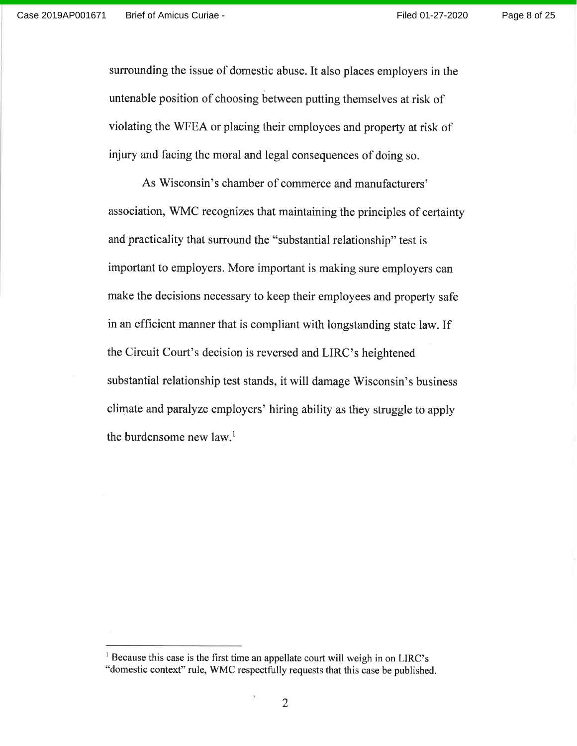surrounding the issue of domestic abuse. It also places employers in the untenable position of choosing between putting themselves at risk of violating the WFEA or placing their employees and property at risk of injury and facing the moral and legal consequences of doing so.

As Wisconsin's chamber of commerce and manufacturers' association, WMC recognizes that maintaining the principles of certainty and practicality that surround the "substantial relationship" test is important to employers. More important is making sure employers can make the decisions necessary to keep their employees and property safe in an efficient manner that is compliant with longstanding state law. If the Circuit Court's decision is reversed and LIRC's heightened substantial relationship test stands, it will damage Wisconsin's business climate and paralyze employers' hiring ability as they struggle to apply the burdensome new law.[1]

---

[1] Because this case is the first time an appellate court will weigh in on LIRC's "domestic context" rule, WMC respectfully requests that this case be published.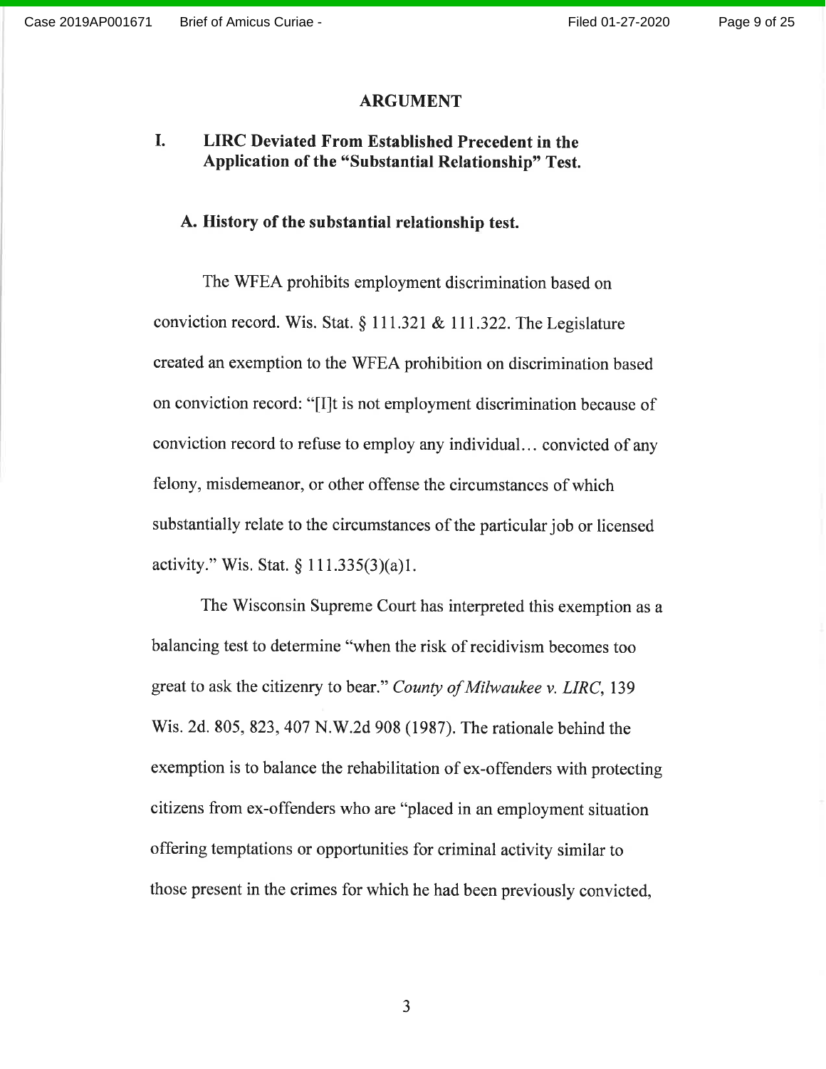## ARGUMENT

### I. LIRC Deviated From Established Precedent in the Application of the "Substantial Relationship" Test.

#### A. History of the substantial relationship test.

The WFEA prohibits employment discrimination based on conviction record. Wis. Stat. § 111.321 & 111.322. The Legislature created an exemption to the WFEA prohibition on discrimination based on conviction record: "[I]t is not employment discrimination because of conviction record to refuse to employ any individual… convicted of any felony, misdemeanor, or other offense the circumstances of which substantially relate to the circumstances of the particular job or licensed activity." Wis. Stat. § 111.335(3)(a)1.

The Wisconsin Supreme Court has interpreted this exemption as a balancing test to determine "when the risk of recidivism becomes too great to ask the citizenry to bear." *County of Milwaukee v. LIRC*, 139 Wis. 2d. 805, 823, 407 N.W.2d 908 (1987). The rationale behind the exemption is to balance the rehabilitation of ex-offenders with protecting citizens from ex-offenders who are "placed in an employment situation offering temptations or opportunities for criminal activity similar to those present in the crimes for which he had been previously convicted,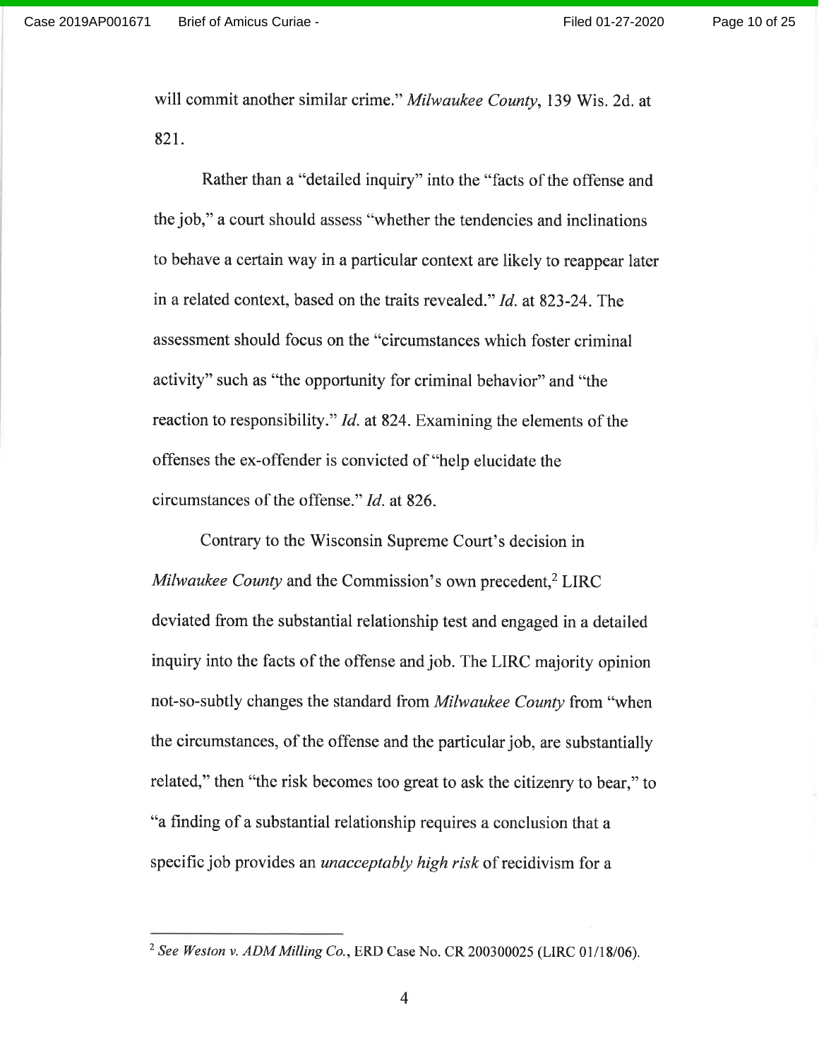will commit another similar crime." *Milwaukee County*, 139 Wis. 2d. at 821.

Rather than a "detailed inquiry" into the "facts of the offense and the job," a court should assess "whether the tendencies and inclinations to behave a certain way in a particular context are likely to reappear later in a related context, based on the traits revealed." *Id.* at 823-24. The assessment should focus on the "circumstances which foster criminal activity" such as "the opportunity for criminal behavior" and "the reaction to responsibility." *Id.* at 824. Examining the elements of the offenses the ex-offender is convicted of "help elucidate the circumstances of the offense." *Id.* at 826.

Contrary to the Wisconsin Supreme Court's decision in *Milwaukee County* and the Commission's own precedent,[2] LIRC deviated from the substantial relationship test and engaged in a detailed inquiry into the facts of the offense and job. The LIRC majority opinion not-so-subtly changes the standard from *Milwaukee County* from "when the circumstances, of the offense and the particular job, are substantially related," then "the risk becomes too great to ask the citizenry to bear," to "a finding of a substantial relationship requires a conclusion that a specific job provides an *unacceptably high risk* of recidivism for a

---

[2] *See Weston v. ADM Milling Co.*, ERD Case No. CR 200300025 (LIRC 01/18/06).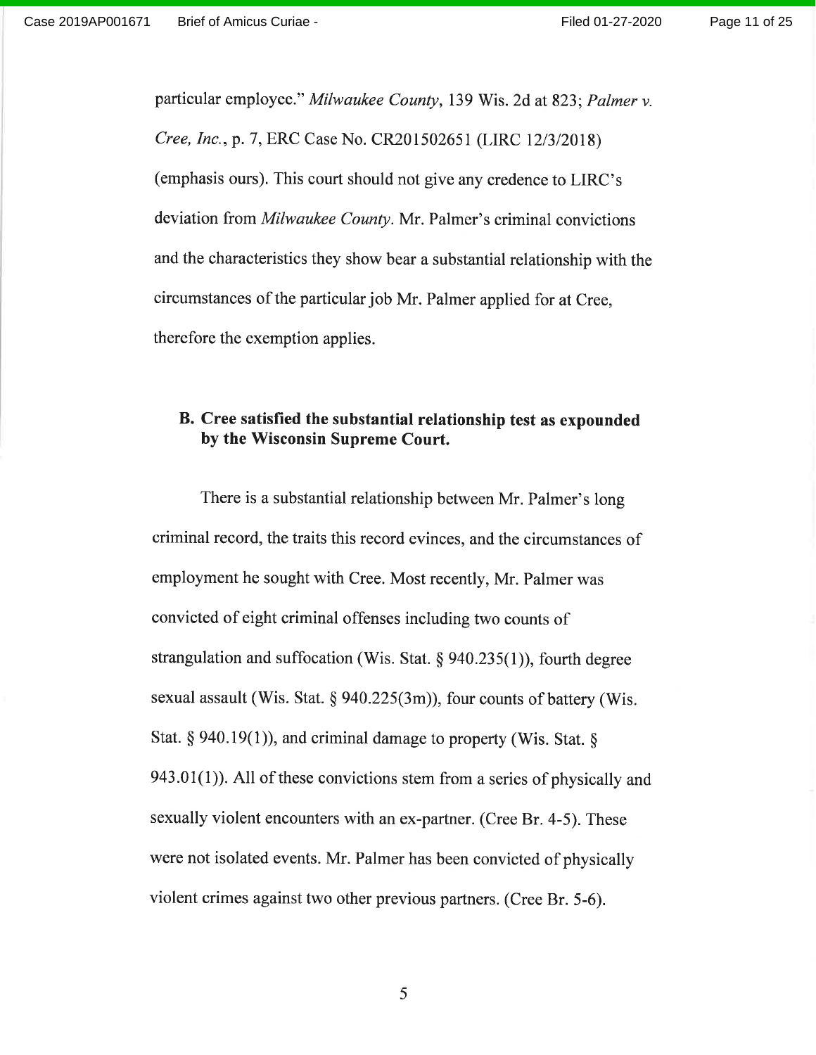particular employee." *Milwaukee County*, 139 Wis. 2d at 823; *Palmer v. Cree, Inc.*, p. 7, ERC Case No. CR201502651 (LIRC 12/3/2018) (emphasis ours). This court should not give any credence to LIRC's deviation from *Milwaukee County*. Mr. Palmer's criminal convictions and the characteristics they show bear a substantial relationship with the circumstances of the particular job Mr. Palmer applied for at Cree, therefore the exemption applies.

### B. Cree satisfied the substantial relationship test as expounded by the Wisconsin Supreme Court.

There is a substantial relationship between Mr. Palmer's long criminal record, the traits this record evinces, and the circumstances of employment he sought with Cree. Most recently, Mr. Palmer was convicted of eight criminal offenses including two counts of strangulation and suffocation (Wis. Stat. § 940.235(1)), fourth degree sexual assault (Wis. Stat. § 940.225(3m)), four counts of battery (Wis. Stat. § 940.19(1)), and criminal damage to property (Wis. Stat. § 943.01(1)). All of these convictions stem from a series of physically and sexually violent encounters with an ex-partner. (Cree Br. 4-5). These were not isolated events. Mr. Palmer has been convicted of physically violent crimes against two other previous partners. (Cree Br. 5-6).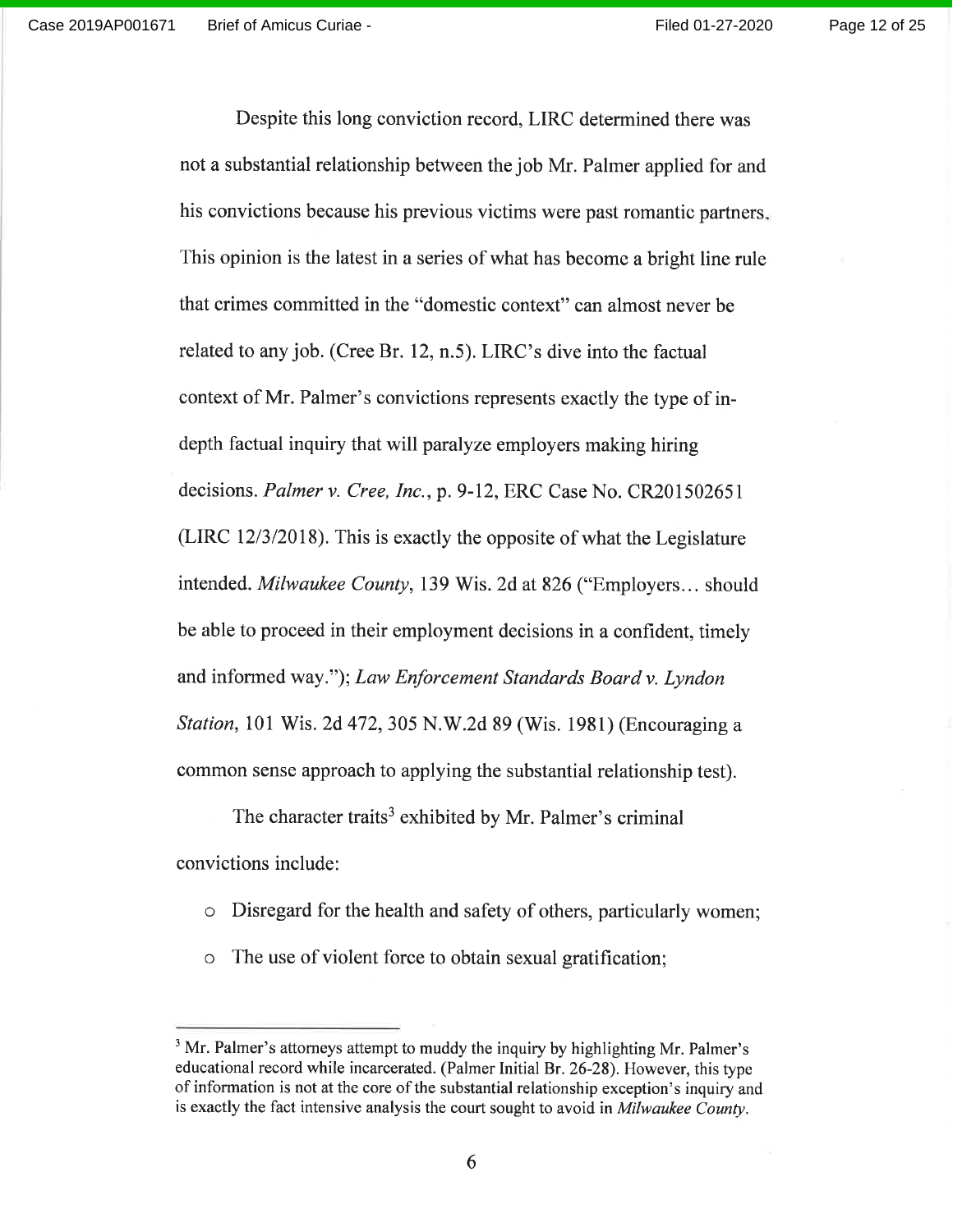Despite this long conviction record, LIRC determined there was not a substantial relationship between the job Mr. Palmer applied for and his convictions because his previous victims were past romantic partners. This opinion is the latest in a series of what has become a bright line rule that crimes committed in the "domestic context" can almost never be related to any job. (Cree Br. 12, n.5). LIRC's dive into the factual context of Mr. Palmer's convictions represents exactly the type of in-depth factual inquiry that will paralyze employers making hiring decisions. *Palmer v. Cree, Inc.*, p. 9-12, ERC Case No. CR201502651 (LIRC 12/3/2018). This is exactly the opposite of what the Legislature intended. *Milwaukee County*, 139 Wis. 2d at 826 ("Employers… should be able to proceed in their employment decisions in a confident, timely and informed way."); *Law Enforcement Standards Board v. Lyndon Station*, 101 Wis. 2d 472, 305 N.W.2d 89 (Wis. 1981) (Encouraging a common sense approach to applying the substantial relationship test).

The character traits[3] exhibited by Mr. Palmer's criminal convictions include:

- Disregard for the health and safety of others, particularly women;
- The use of violent force to obtain sexual gratification;

---

[3] Mr. Palmer's attorneys attempt to muddy the inquiry by highlighting Mr. Palmer's educational record while incarcerated. (Palmer Initial Br. 26-28). However, this type of information is not at the core of the substantial relationship exception's inquiry and is exactly the fact intensive analysis the court sought to avoid in *Milwaukee County*.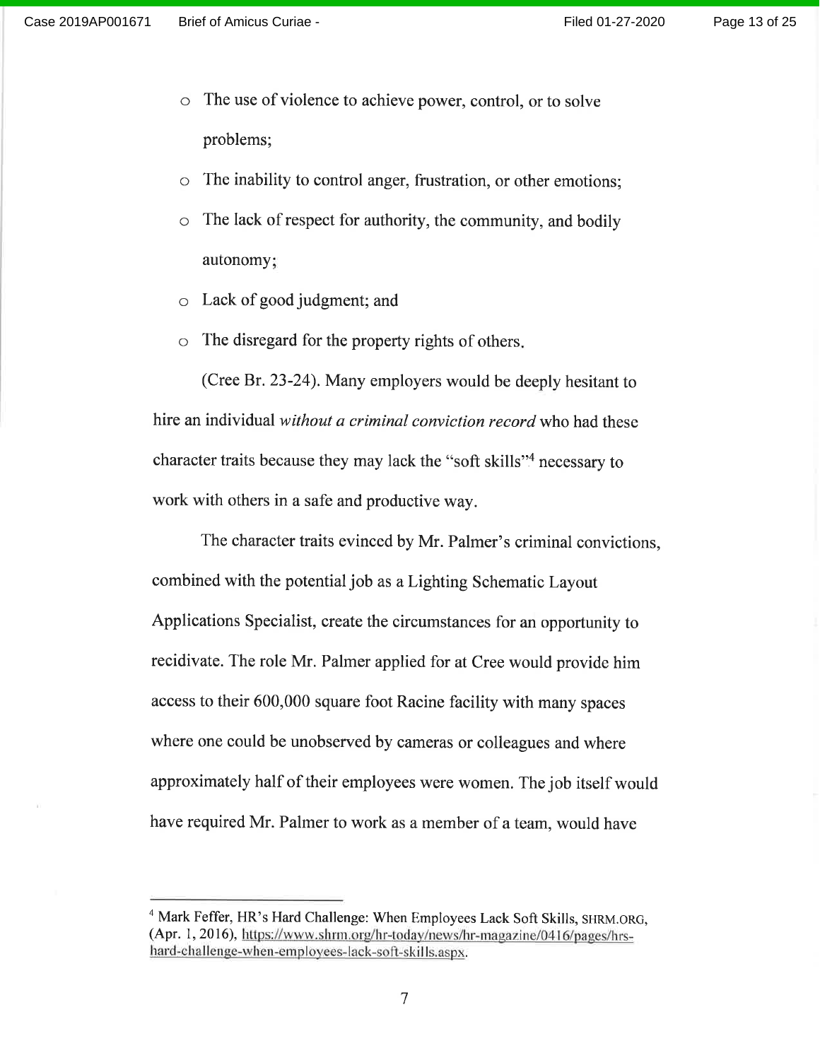- The use of violence to achieve power, control, or to solve problems;
- The inability to control anger, frustration, or other emotions;
- The lack of respect for authority, the community, and bodily autonomy;
- Lack of good judgment; and
- The disregard for the property rights of others.

(Cree Br. 23-24). Many employers would be deeply hesitant to hire an individual *without a criminal conviction record* who had these character traits because they may lack the "soft skills"[4] necessary to work with others in a safe and productive way.

The character traits evinced by Mr. Palmer's criminal convictions, combined with the potential job as a Lighting Schematic Layout Applications Specialist, create the circumstances for an opportunity to recidivate. The role Mr. Palmer applied for at Cree would provide him access to their 600,000 square foot Racine facility with many spaces where one could be unobserved by cameras or colleagues and where approximately half of their employees were women. The job itself would have required Mr. Palmer to work as a member of a team, would have

---

[4] Mark Feffer, HR's Hard Challenge: When Employees Lack Soft Skills, SHRM.ORG, (Apr. 1, 2016), https://www.shrm.org/hr-today/news/hr-magazine/0416/pages/hrs-hard-challenge-when-employees-lack-soft-skills.aspx.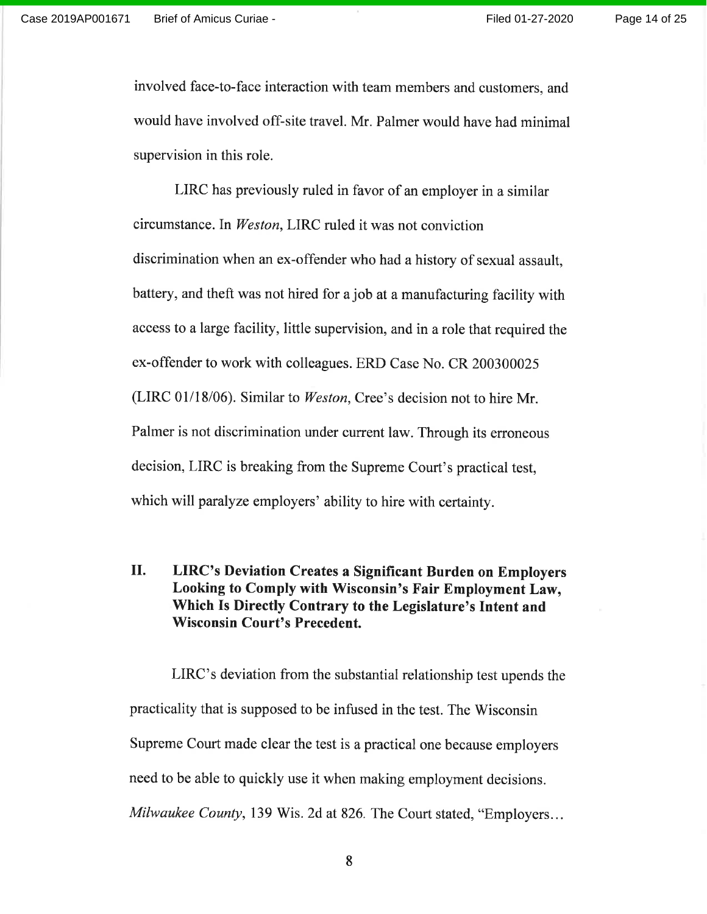involved face-to-face interaction with team members and customers, and would have involved off-site travel. Mr. Palmer would have had minimal supervision in this role.

LIRC has previously ruled in favor of an employer in a similar circumstance. In *Weston*, LIRC ruled it was not conviction discrimination when an ex-offender who had a history of sexual assault, battery, and theft was not hired for a job at a manufacturing facility with access to a large facility, little supervision, and in a role that required the ex-offender to work with colleagues. ERD Case No. CR 200300025 (LIRC 01/18/06). Similar to *Weston*, Cree's decision not to hire Mr. Palmer is not discrimination under current law. Through its erroneous decision, LIRC is breaking from the Supreme Court's practical test, which will paralyze employers' ability to hire with certainty.

## II. LIRC's Deviation Creates a Significant Burden on Employers Looking to Comply with Wisconsin's Fair Employment Law, Which Is Directly Contrary to the Legislature's Intent and Wisconsin Court's Precedent.

LIRC's deviation from the substantial relationship test upends the practicality that is supposed to be infused in the test. The Wisconsin Supreme Court made clear the test is a practical one because employers need to be able to quickly use it when making employment decisions. *Milwaukee County*, 139 Wis. 2d at 826. The Court stated, "Employers…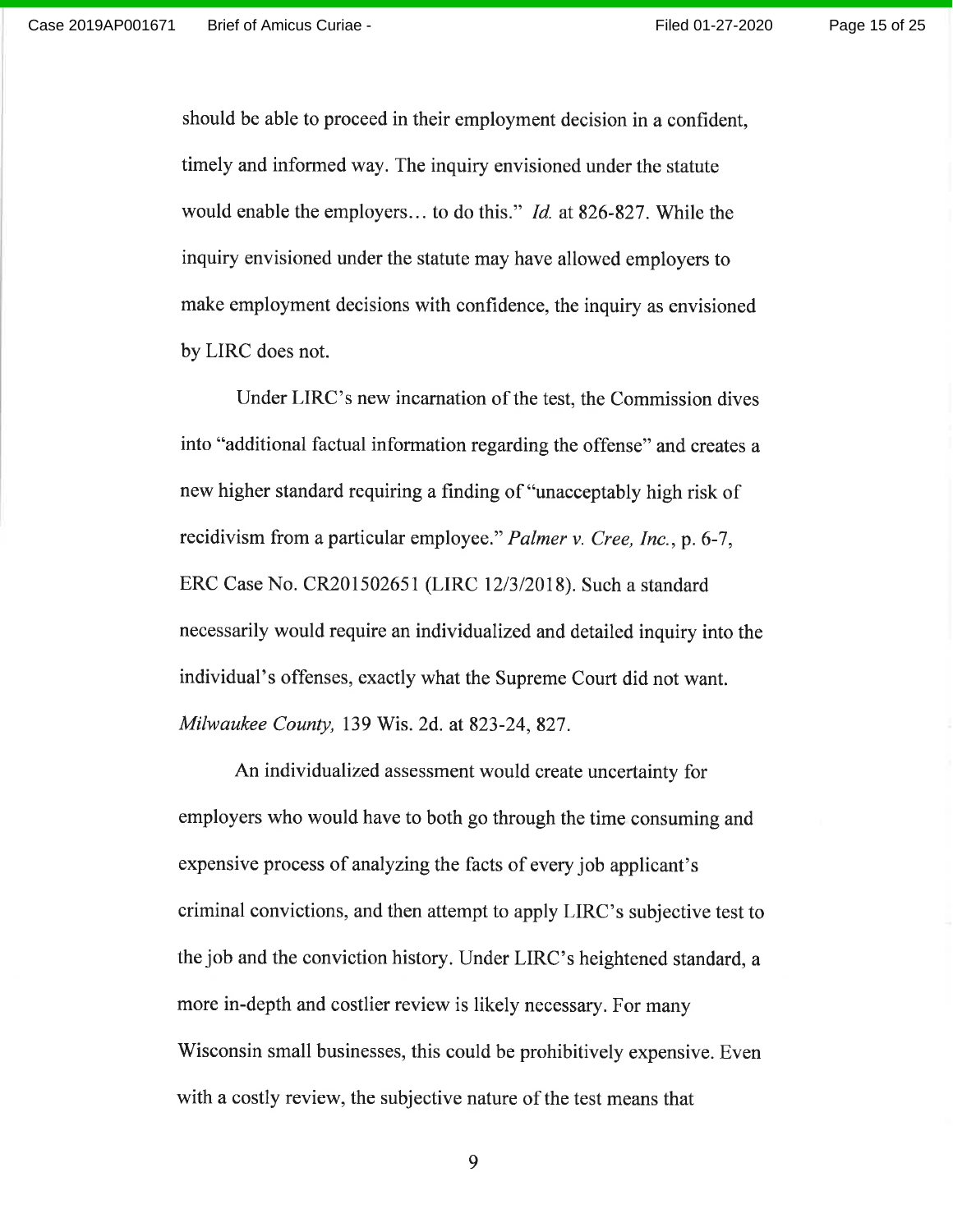should be able to proceed in their employment decision in a confident, timely and informed way. The inquiry envisioned under the statute would enable the employers… to do this." *Id.* at 826-827. While the inquiry envisioned under the statute may have allowed employers to make employment decisions with confidence, the inquiry as envisioned by LIRC does not.

Under LIRC's new incarnation of the test, the Commission dives into "additional factual information regarding the offense" and creates a new higher standard requiring a finding of "unacceptably high risk of recidivism from a particular employee." *Palmer v. Cree, Inc.*, p. 6-7, ERC Case No. CR201502651 (LIRC 12/3/2018). Such a standard necessarily would require an individualized and detailed inquiry into the individual's offenses, exactly what the Supreme Court did not want. *Milwaukee County,* 139 Wis. 2d. at 823-24, 827.

An individualized assessment would create uncertainty for employers who would have to both go through the time consuming and expensive process of analyzing the facts of every job applicant's criminal convictions, and then attempt to apply LIRC's subjective test to the job and the conviction history. Under LIRC's heightened standard, a more in-depth and costlier review is likely necessary. For many Wisconsin small businesses, this could be prohibitively expensive. Even with a costly review, the subjective nature of the test means that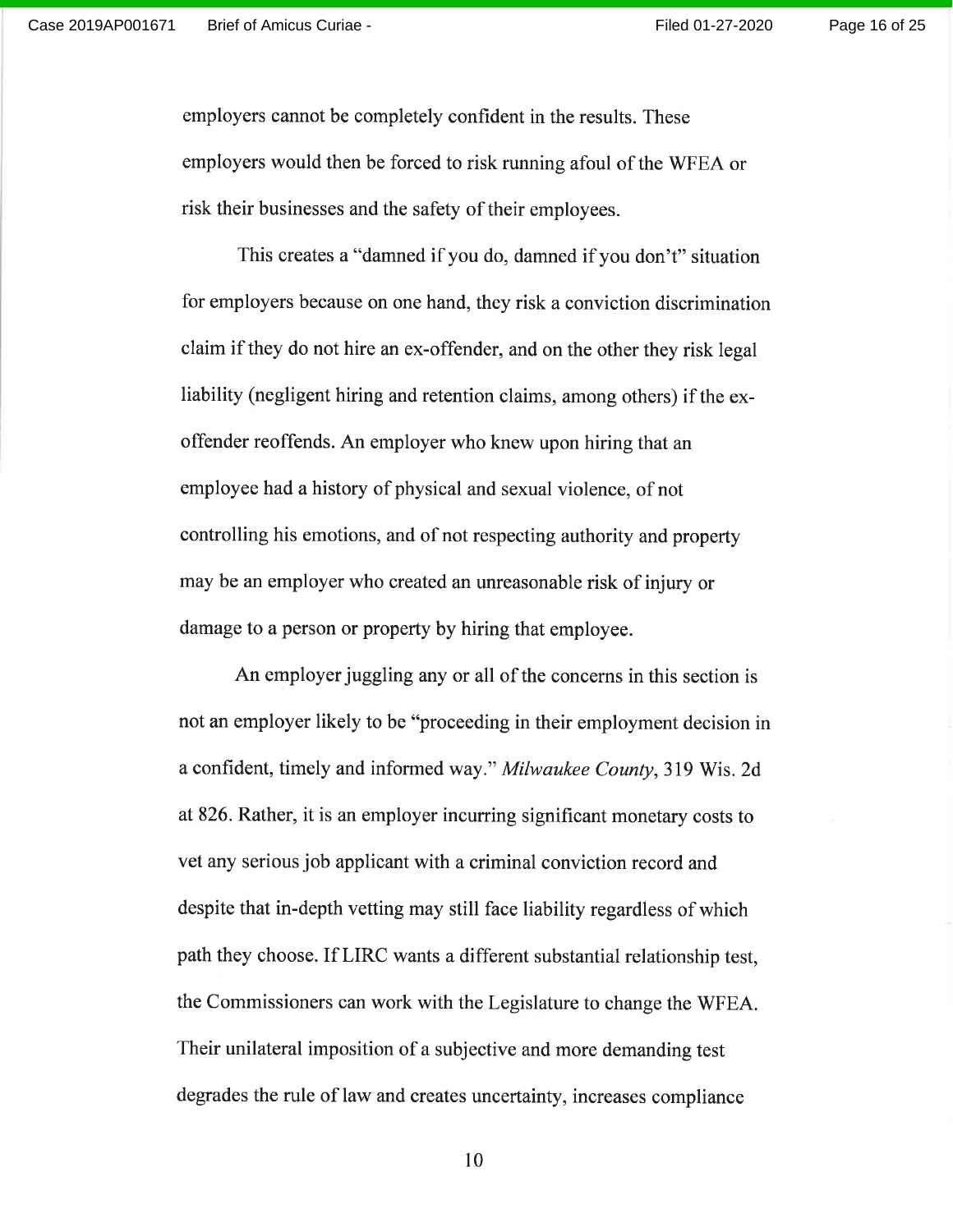employers cannot be completely confident in the results. These employers would then be forced to risk running afoul of the WFEA or risk their businesses and the safety of their employees.

This creates a "damned if you do, damned if you don't" situation for employers because on one hand, they risk a conviction discrimination claim if they do not hire an ex-offender, and on the other they risk legal liability (negligent hiring and retention claims, among others) if the ex-offender reoffends. An employer who knew upon hiring that an employee had a history of physical and sexual violence, of not controlling his emotions, and of not respecting authority and property may be an employer who created an unreasonable risk of injury or damage to a person or property by hiring that employee.

An employer juggling any or all of the concerns in this section is not an employer likely to be "proceeding in their employment decision in a confident, timely and informed way." *Milwaukee County*, 319 Wis. 2d at 826. Rather, it is an employer incurring significant monetary costs to vet any serious job applicant with a criminal conviction record and despite that in-depth vetting may still face liability regardless of which path they choose. If LIRC wants a different substantial relationship test, the Commissioners can work with the Legislature to change the WFEA. Their unilateral imposition of a subjective and more demanding test degrades the rule of law and creates uncertainty, increases compliance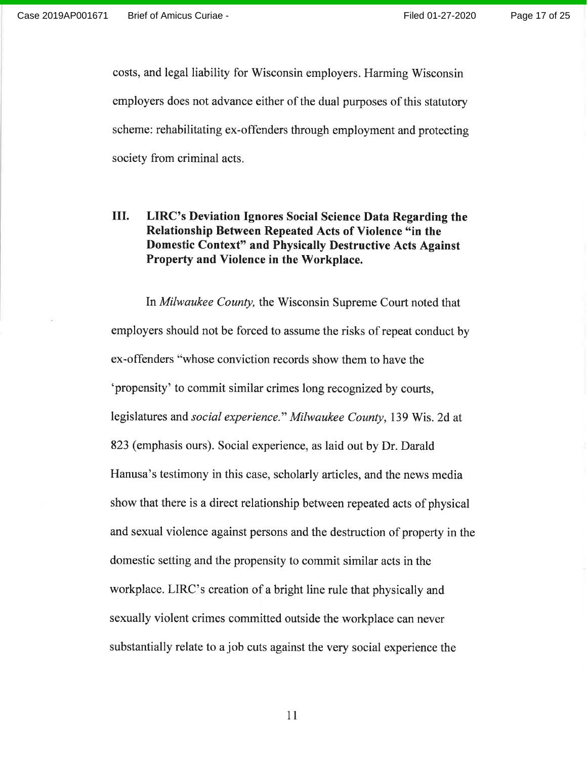costs, and legal liability for Wisconsin employers. Harming Wisconsin employers does not advance either of the dual purposes of this statutory scheme: rehabilitating ex-offenders through employment and protecting society from criminal acts.

## III. LIRC's Deviation Ignores Social Science Data Regarding the Relationship Between Repeated Acts of Violence "in the Domestic Context" and Physically Destructive Acts Against Property and Violence in the Workplace.

In *Milwaukee County,* the Wisconsin Supreme Court noted that employers should not be forced to assume the risks of repeat conduct by ex-offenders "whose conviction records show them to have the 'propensity' to commit similar crimes long recognized by courts, legislatures and *social experience.*" *Milwaukee County*, 139 Wis. 2d at 823 (emphasis ours). Social experience, as laid out by Dr. Darald Hanusa's testimony in this case, scholarly articles, and the news media show that there is a direct relationship between repeated acts of physical and sexual violence against persons and the destruction of property in the domestic setting and the propensity to commit similar acts in the workplace. LIRC's creation of a bright line rule that physically and sexually violent crimes committed outside the workplace can never substantially relate to a job cuts against the very social experience the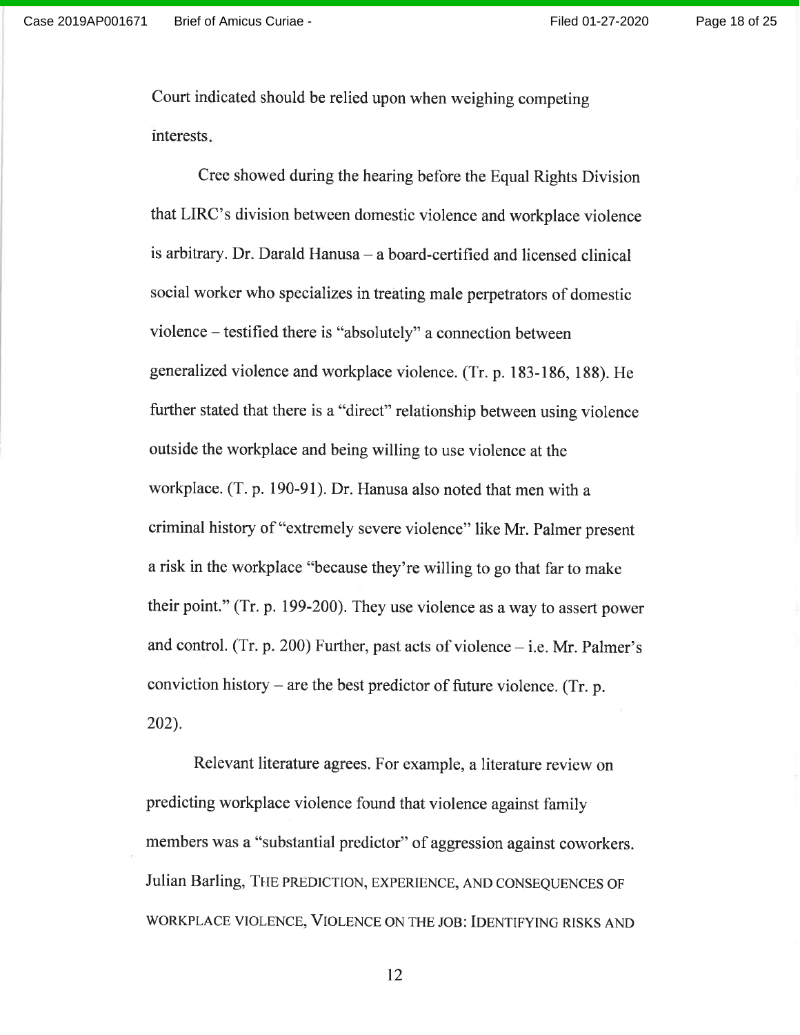Court indicated should be relied upon when weighing competing interests.

Cree showed during the hearing before the Equal Rights Division that LIRC's division between domestic violence and workplace violence is arbitrary. Dr. Darald Hanusa – a board-certified and licensed clinical social worker who specializes in treating male perpetrators of domestic violence – testified there is "absolutely" a connection between generalized violence and workplace violence. (Tr. p. 183-186, 188). He further stated that there is a "direct" relationship between using violence outside the workplace and being willing to use violence at the workplace. (T. p. 190-91). Dr. Hanusa also noted that men with a criminal history of "extremely severe violence" like Mr. Palmer present a risk in the workplace "because they're willing to go that far to make their point." (Tr. p. 199-200). They use violence as a way to assert power and control. (Tr. p. 200) Further, past acts of violence – i.e. Mr. Palmer's conviction history – are the best predictor of future violence. (Tr. p. 202).

Relevant literature agrees. For example, a literature review on predicting workplace violence found that violence against family members was a "substantial predictor" of aggression against coworkers. Julian Barling, THE PREDICTION, EXPERIENCE, AND CONSEQUENCES OF WORKPLACE VIOLENCE, VIOLENCE ON THE JOB: IDENTIFYING RISKS AND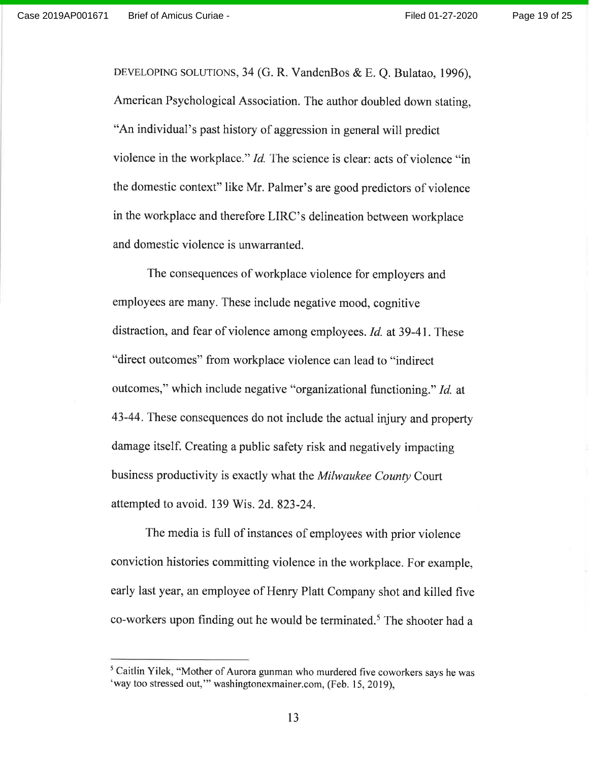DEVELOPING SOLUTIONS, 34 (G. R. VandenBos & E. Q. Bulatao, 1996), American Psychological Association. The author doubled down stating, "An individual's past history of aggression in general will predict violence in the workplace." *Id.* The science is clear: acts of violence "in the domestic context" like Mr. Palmer's are good predictors of violence in the workplace and therefore LIRC's delineation between workplace and domestic violence is unwarranted.

The consequences of workplace violence for employers and employees are many. These include negative mood, cognitive distraction, and fear of violence among employees. *Id.* at 39-41. These "direct outcomes" from workplace violence can lead to "indirect outcomes," which include negative "organizational functioning." *Id.* at 43-44. These consequences do not include the actual injury and property damage itself. Creating a public safety risk and negatively impacting business productivity is exactly what the *Milwaukee County* Court attempted to avoid. 139 Wis. 2d. 823-24.

The media is full of instances of employees with prior violence conviction histories committing violence in the workplace. For example, early last year, an employee of Henry Platt Company shot and killed five co-workers upon finding out he would be terminated.[5] The shooter had a

[5] Caitlin Yilek, "Mother of Aurora gunman who murdered five coworkers says he was 'way too stressed out,'" washingtonexmainer.com, (Feb. 15, 2019),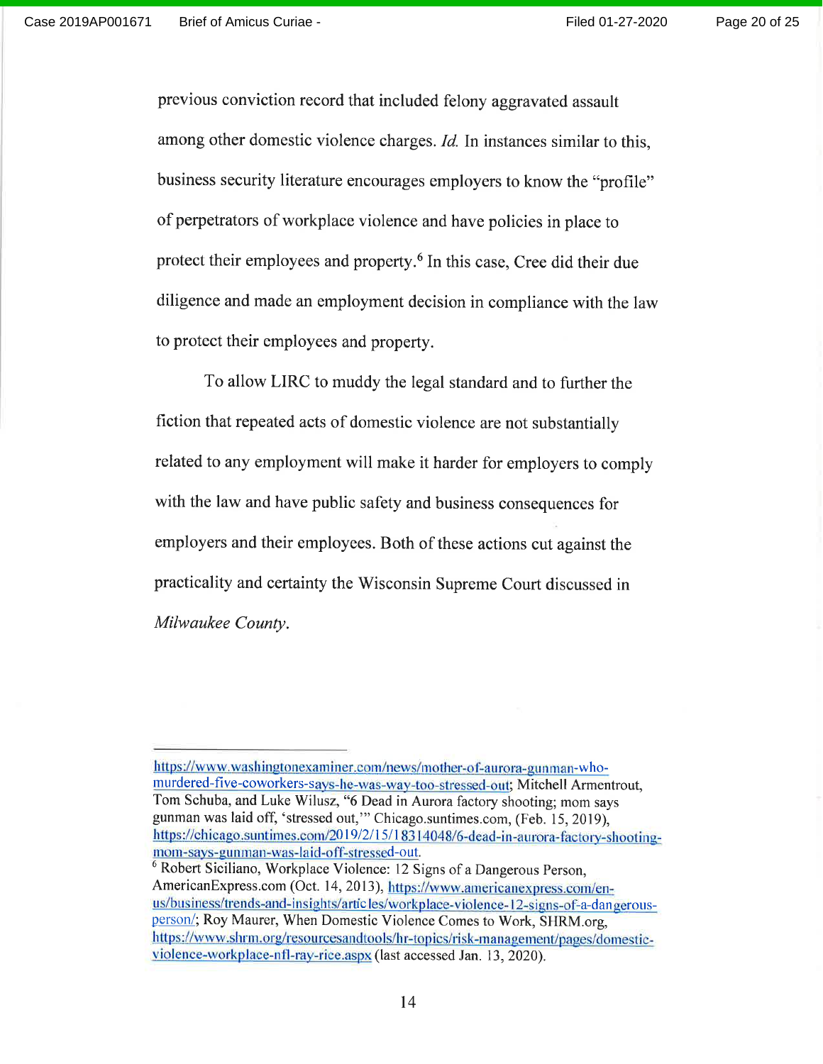previous conviction record that included felony aggravated assault among other domestic violence charges. *Id.* In instances similar to this, business security literature encourages employers to know the "profile" of perpetrators of workplace violence and have policies in place to protect their employees and property.[6] In this case, Cree did their due diligence and made an employment decision in compliance with the law to protect their employees and property.

To allow LIRC to muddy the legal standard and to further the fiction that repeated acts of domestic violence are not substantially related to any employment will make it harder for employers to comply with the law and have public safety and business consequences for employers and their employees. Both of these actions cut against the practicality and certainty the Wisconsin Supreme Court discussed in *Milwaukee County*.

---

https://www.washingtonexaminer.com/news/mother-of-aurora-gunman-who-murdered-five-coworkers-says-he-was-way-too-stressed-out; Mitchell Armentrout, Tom Schuba, and Luke Wilusz, "6 Dead in Aurora factory shooting; mom says gunman was laid off, 'stressed out,'" Chicago.suntimes.com, (Feb. 15, 2019), https://chicago.suntimes.com/2019/2/15/18314048/6-dead-in-aurora-factory-shooting-mom-says-gunman-was-laid-off-stressed-out.

[6] Robert Siciliano, Workplace Violence: 12 Signs of a Dangerous Person, AmericanExpress.com (Oct. 14, 2013), https://www.americanexpress.com/en-us/business/trends-and-insights/articles/workplace-violence-12-signs-of-a-dangerous-person/; Roy Maurer, When Domestic Violence Comes to Work, SHRM.org, https://www.shrm.org/resourcesandtools/hr-topics/risk-management/pages/domestic-violence-workplace-nfl-ray-rice.aspx (last accessed Jan. 13, 2020).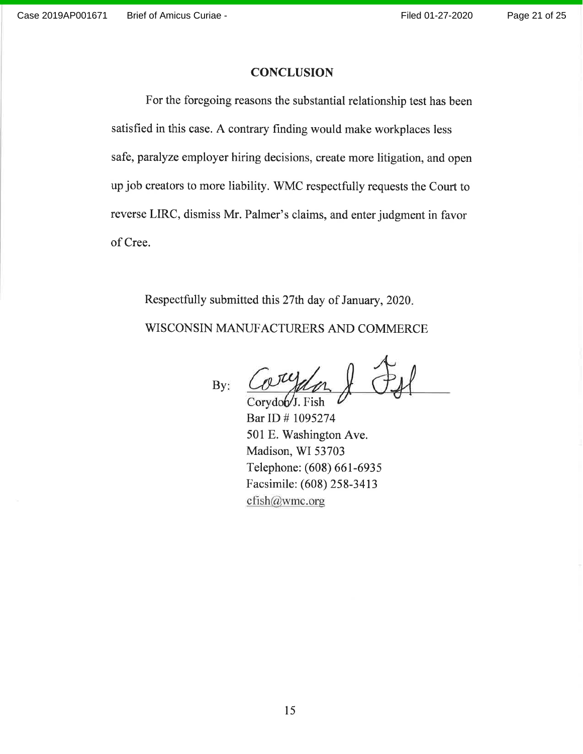## CONCLUSION

For the foregoing reasons the substantial relationship test has been satisfied in this case. A contrary finding would make workplaces less safe, paralyze employer hiring decisions, create more litigation, and open up job creators to more liability. WMC respectfully requests the Court to reverse LIRC, dismiss Mr. Palmer's claims, and enter judgment in favor of Cree.

Respectfully submitted this 27th day of January, 2020.

WISCONSIN MANUFACTURERS AND COMMERCE

By: Corydon J. Fish

Corydon J. Fish
Bar ID # 1095274
501 E. Washington Ave.
Madison, WI 53703
Telephone: (608) 661-6935
Facsimile: (608) 258-3413
cfish@wmc.org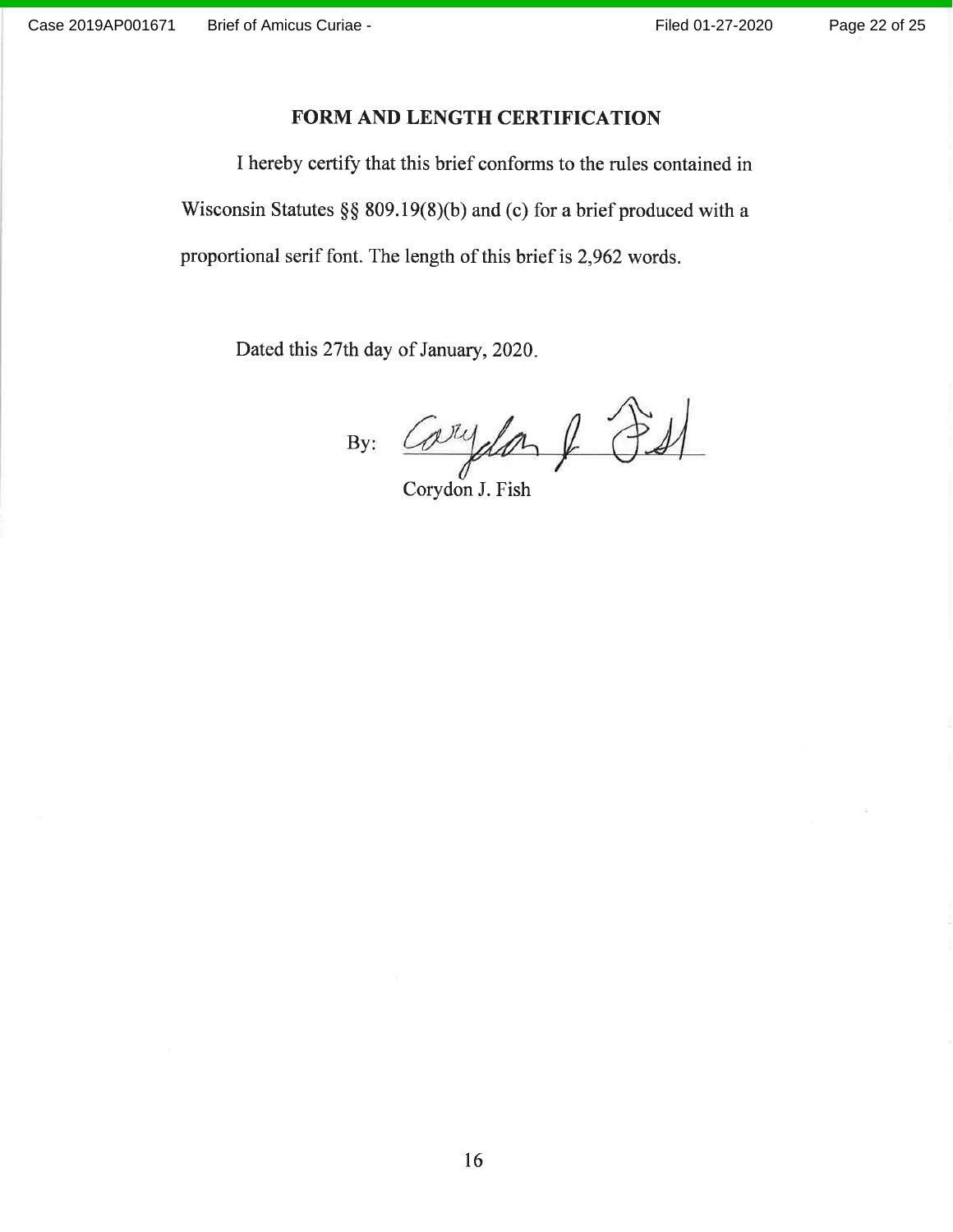## FORM AND LENGTH CERTIFICATION

I hereby certify that this brief conforms to the rules contained in Wisconsin Statutes §§ 809.19(8)(b) and (c) for a brief produced with a proportional serif font. The length of this brief is 2,962 words.

Dated this 27th day of January, 2020.

By: ______________________

Corydon J. Fish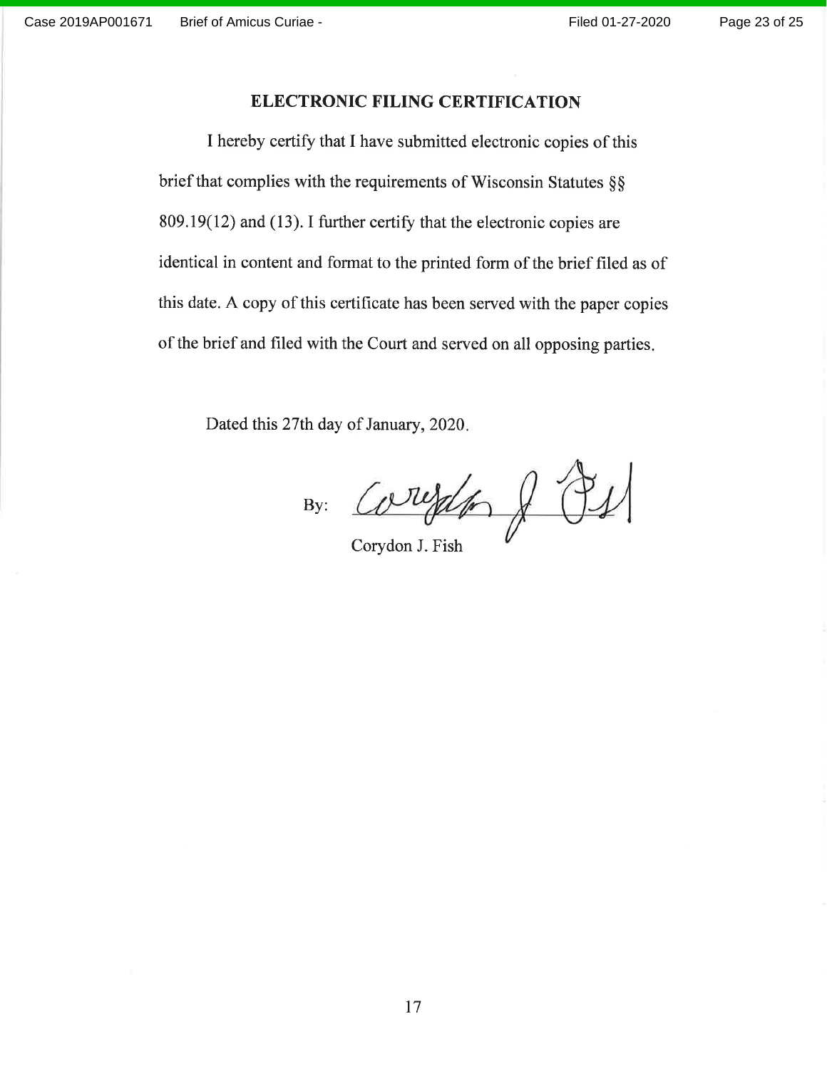## ELECTRONIC FILING CERTIFICATION

I hereby certify that I have submitted electronic copies of this brief that complies with the requirements of Wisconsin Statutes §§ 809.19(12) and (13). I further certify that the electronic copies are identical in content and format to the printed form of the brief filed as of this date. A copy of this certificate has been served with the paper copies of the brief and filed with the Court and served on all opposing parties.

Dated this 27th day of January, 2020.

By: ______________________

Corydon J. Fish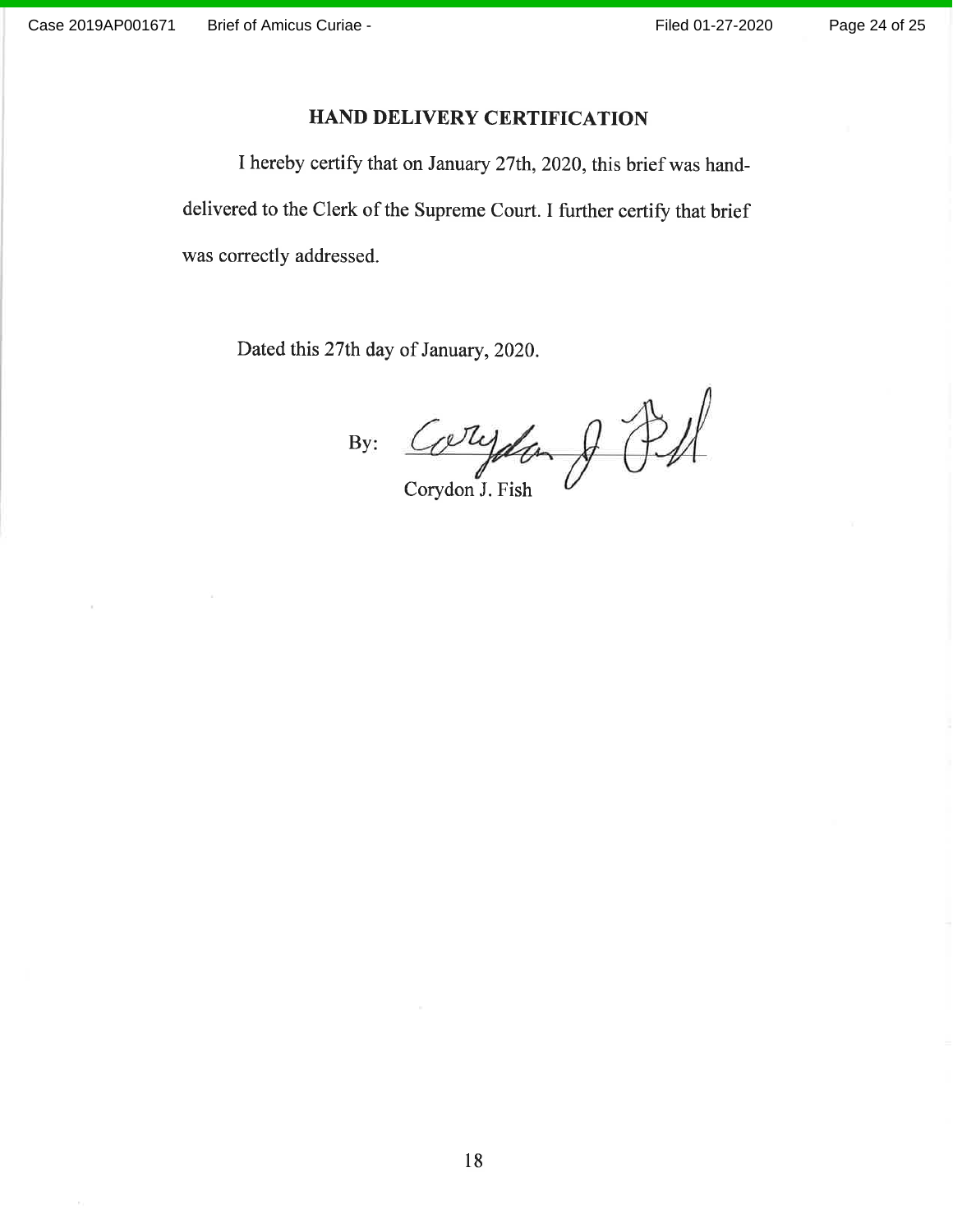## HAND DELIVERY CERTIFICATION

I hereby certify that on January 27th, 2020, this brief was hand-delivered to the Clerk of the Supreme Court. I further certify that brief was correctly addressed.

Dated this 27th day of January, 2020.

By: \_\_\_\_\_\_\_\_\_\_\_\_\_\_\_\_\_\_\_\_
Corydon J. Fish